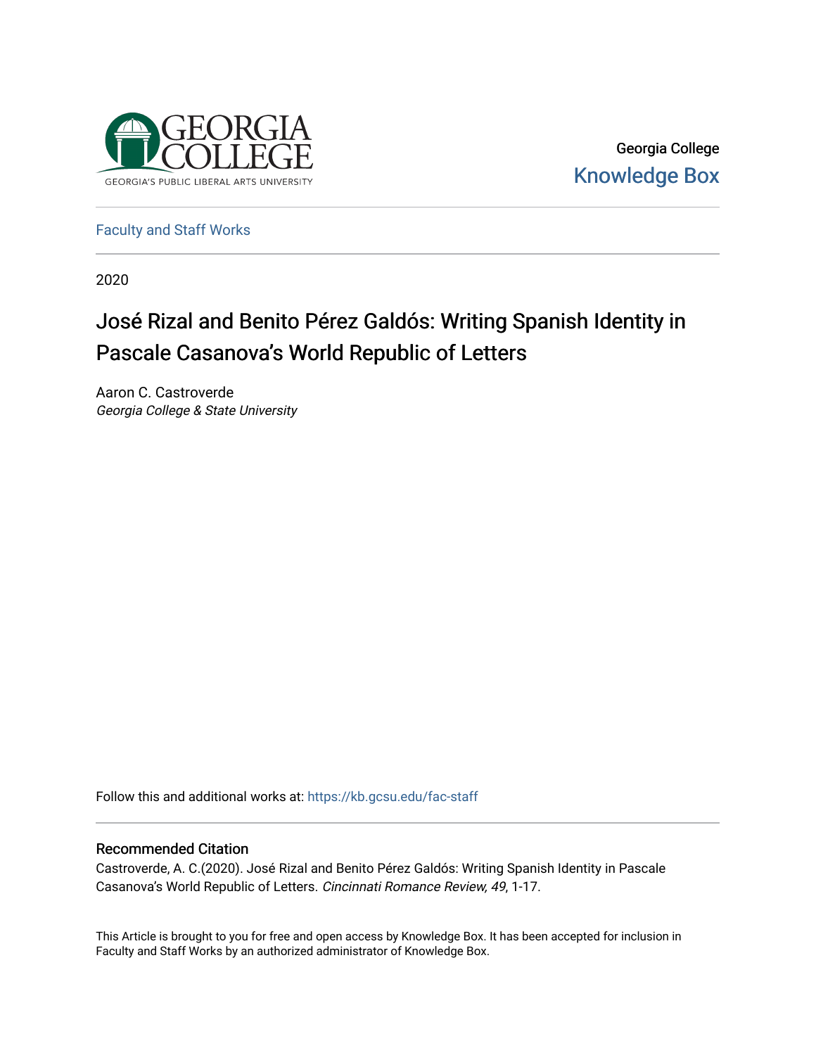Georgia College

Knowledge Box

Faculty and Staff Works

2020

# José Rizal and Benito Pérez Galdós: Writing Spanish Identity in Pascale Casanova's World Republic of Letters

Aaron C. Castroverde

*Georgia College & State University*

Follow this and additional works at: https://kb.gcsu.edu/fac-staff

## Recommended Citation

Castroverde, A. C.(2020). José Rizal and Benito Pérez Galdós: Writing Spanish Identity in Pascale Casanova's World Republic of Letters. *Cincinnati Romance Review, 49*, 1-17.

This Article is brought to you for free and open access by Knowledge Box. It has been accepted for inclusion in Faculty and Staff Works by an authorized administrator of Knowledge Box.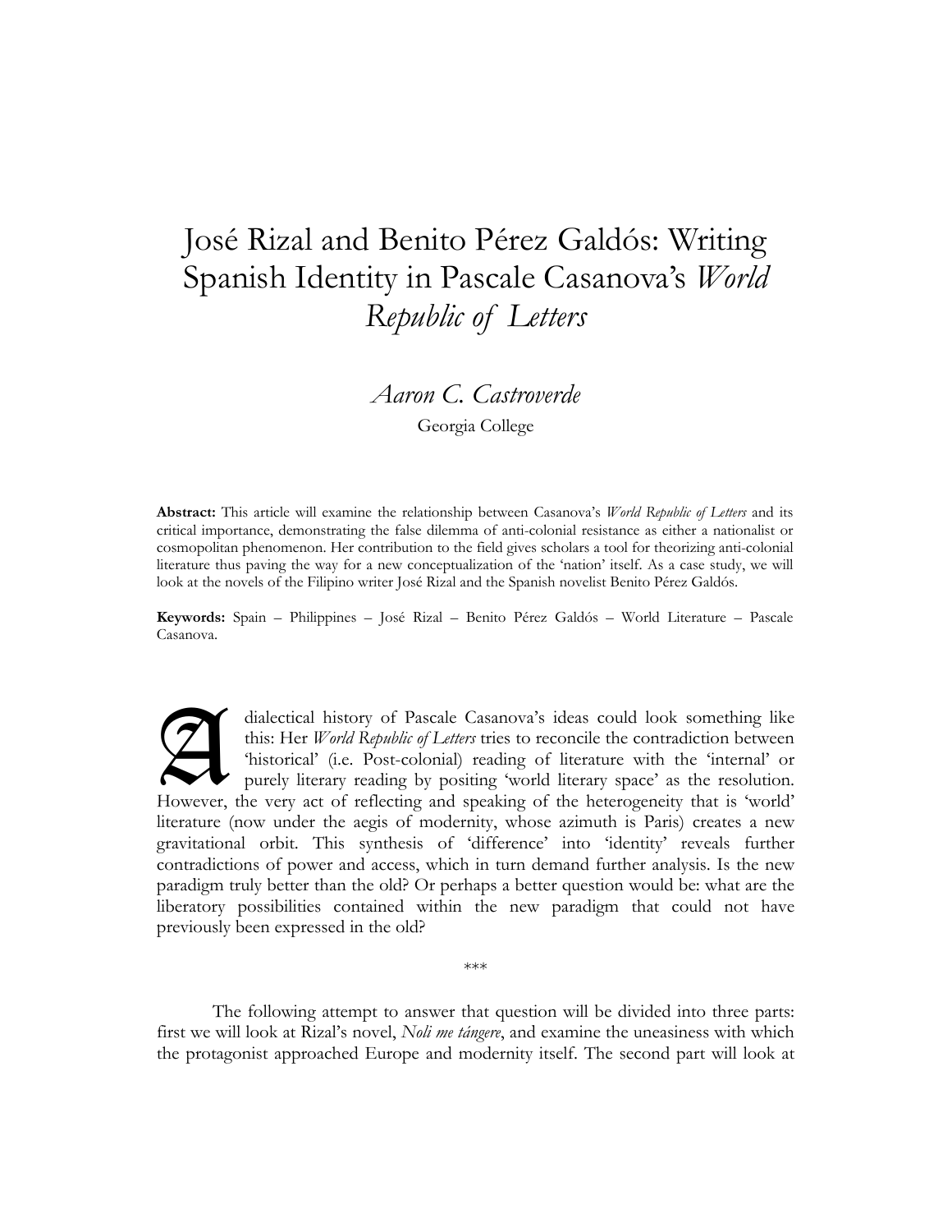# José Rizal and Benito Pérez Galdós: Writing Spanish Identity in Pascale Casanova's *World Republic of Letters*

*Aaron C. Castroverde*

Georgia College

**Abstract:** This article will examine the relationship between Casanova's *World Republic of Letters* and its critical importance, demonstrating the false dilemma of anti-colonial resistance as either a nationalist or cosmopolitan phenomenon. Her contribution to the field gives scholars a tool for theorizing anti-colonial literature thus paving the way for a new conceptualization of the 'nation' itself. As a case study, we will look at the novels of the Filipino writer José Rizal and the Spanish novelist Benito Pérez Galdós.

**Keywords:** Spain – Philippines – José Rizal – Benito Pérez Galdós – World Literature – Pascale Casanova.

A dialectical history of Pascale Casanova's ideas could look something like this: Her *World Republic of Letters* tries to reconcile the contradiction between 'historical' (i.e. Post-colonial) reading of literature with the 'internal' or purely literary reading by positing 'world literary space' as the resolution. However, the very act of reflecting and speaking of the heterogeneity that is 'world' literature (now under the aegis of modernity, whose azimuth is Paris) creates a new gravitational orbit. This synthesis of 'difference' into 'identity' reveals further contradictions of power and access, which in turn demand further analysis. Is the new paradigm truly better than the old? Or perhaps a better question would be: what are the liberatory possibilities contained within the new paradigm that could not have previously been expressed in the old?

***

The following attempt to answer that question will be divided into three parts: first we will look at Rizal's novel, *Noli me tángere*, and examine the uneasiness with which the protagonist approached Europe and modernity itself. The second part will look at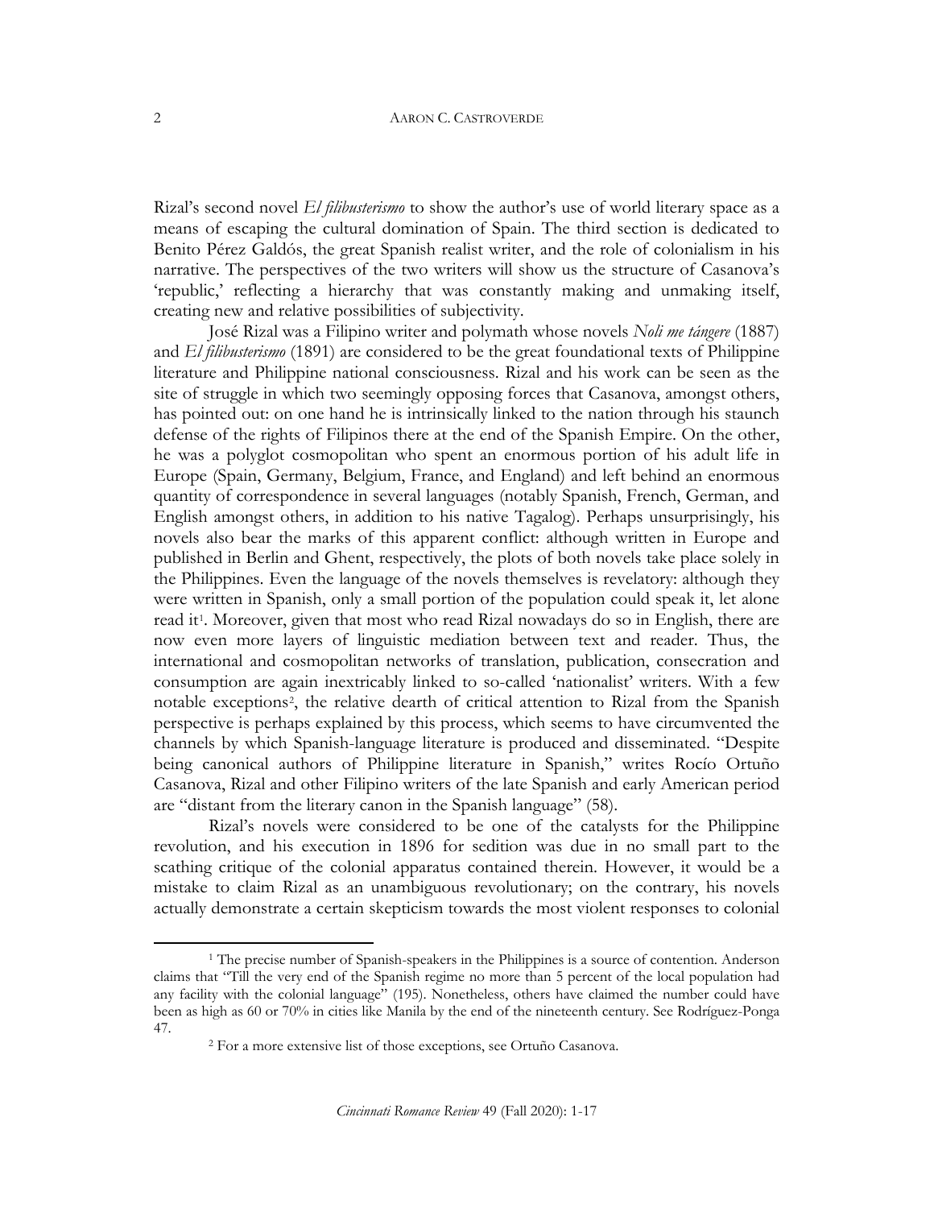Rizal's second novel *El filibusterismo* to show the author's use of world literary space as a means of escaping the cultural domination of Spain. The third section is dedicated to Benito Pérez Galdós, the great Spanish realist writer, and the role of colonialism in his narrative. The perspectives of the two writers will show us the structure of Casanova's 'republic,' reflecting a hierarchy that was constantly making and unmaking itself, creating new and relative possibilities of subjectivity.

José Rizal was a Filipino writer and polymath whose novels *Noli me tángere* (1887) and *El filibusterismo* (1891) are considered to be the great foundational texts of Philippine literature and Philippine national consciousness. Rizal and his work can be seen as the site of struggle in which two seemingly opposing forces that Casanova, amongst others, has pointed out: on one hand he is intrinsically linked to the nation through his staunch defense of the rights of Filipinos there at the end of the Spanish Empire. On the other, he was a polyglot cosmopolitan who spent an enormous portion of his adult life in Europe (Spain, Germany, Belgium, France, and England) and left behind an enormous quantity of correspondence in several languages (notably Spanish, French, German, and English amongst others, in addition to his native Tagalog). Perhaps unsurprisingly, his novels also bear the marks of this apparent conflict: although written in Europe and published in Berlin and Ghent, respectively, the plots of both novels take place solely in the Philippines. Even the language of the novels themselves is revelatory: although they were written in Spanish, only a small portion of the population could speak it, let alone read it[1]. Moreover, given that most who read Rizal nowadays do so in English, there are now even more layers of linguistic mediation between text and reader. Thus, the international and cosmopolitan networks of translation, publication, consecration and consumption are again inextricably linked to so-called 'nationalist' writers. With a few notable exceptions[2], the relative dearth of critical attention to Rizal from the Spanish perspective is perhaps explained by this process, which seems to have circumvented the channels by which Spanish-language literature is produced and disseminated. "Despite being canonical authors of Philippine literature in Spanish," writes Rocío Ortuño Casanova, Rizal and other Filipino writers of the late Spanish and early American period are "distant from the literary canon in the Spanish language" (58).

Rizal's novels were considered to be one of the catalysts for the Philippine revolution, and his execution in 1896 for sedition was due in no small part to the scathing critique of the colonial apparatus contained therein. However, it would be a mistake to claim Rizal as an unambiguous revolutionary; on the contrary, his novels actually demonstrate a certain skepticism towards the most violent responses to colonial

[1] The precise number of Spanish-speakers in the Philippines is a source of contention. Anderson claims that "Till the very end of the Spanish regime no more than 5 percent of the local population had any facility with the colonial language" (195). Nonetheless, others have claimed the number could have been as high as 60 or 70% in cities like Manila by the end of the nineteenth century. See Rodríguez-Ponga 47.

[2] For a more extensive list of those exceptions, see Ortuño Casanova.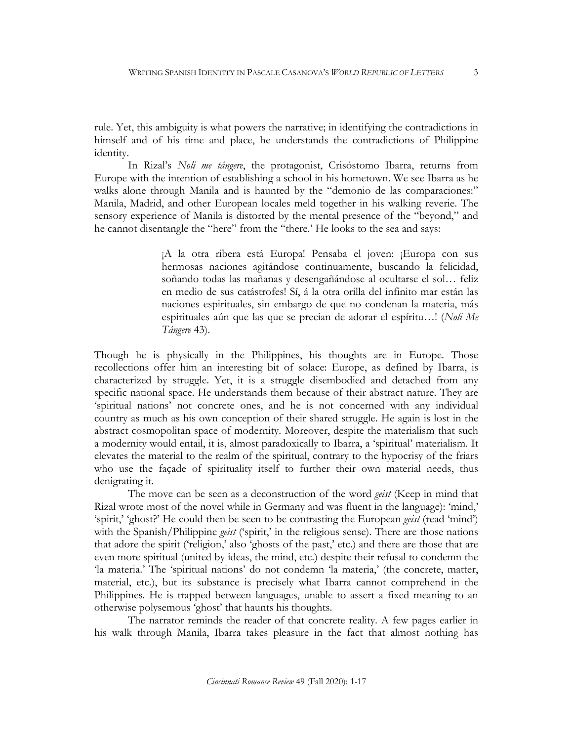rule. Yet, this ambiguity is what powers the narrative; in identifying the contradictions in himself and of his time and place, he understands the contradictions of Philippine identity.

In Rizal's *Noli me tángere*, the protagonist, Crisóstomo Ibarra, returns from Europe with the intention of establishing a school in his hometown. We see Ibarra as he walks alone through Manila and is haunted by the "demonio de las comparaciones:" Manila, Madrid, and other European locales meld together in his walking reverie. The sensory experience of Manila is distorted by the mental presence of the "beyond," and he cannot disentangle the "here" from the "there.' He looks to the sea and says:

> ¡A la otra ribera está Europa! Pensaba el joven: ¡Europa con sus hermosas naciones agitándose continuamente, buscando la felicidad, soñando todas las mañanas y desengañándose al ocultarse el sol… feliz en medio de sus catástrofes! Sí, á la otra orilla del infinito mar están las naciones espirituales, sin embargo de que no condenan la materia, más espirituales aún que las que se precian de adorar el espíritu…! (*Noli Me Tángere* 43).

Though he is physically in the Philippines, his thoughts are in Europe. Those recollections offer him an interesting bit of solace: Europe, as defined by Ibarra, is characterized by struggle. Yet, it is a struggle disembodied and detached from any specific national space. He understands them because of their abstract nature. They are 'spiritual nations' not concrete ones, and he is not concerned with any individual country as much as his own conception of their shared struggle. He again is lost in the abstract cosmopolitan space of modernity. Moreover, despite the materialism that such a modernity would entail, it is, almost paradoxically to Ibarra, a 'spiritual' materialism. It elevates the material to the realm of the spiritual, contrary to the hypocrisy of the friars who use the façade of spirituality itself to further their own material needs, thus denigrating it.

The move can be seen as a deconstruction of the word *geist* (Keep in mind that Rizal wrote most of the novel while in Germany and was fluent in the language): 'mind,' 'spirit,' 'ghost?' He could then be seen to be contrasting the European *geist* (read 'mind') with the Spanish/Philippine *geist* ('spirit,' in the religious sense). There are those nations that adore the spirit ('religion,' also 'ghosts of the past,' etc.) and there are those that are even more spiritual (united by ideas, the mind, etc.) despite their refusal to condemn the 'la materia.' The 'spiritual nations' do not condemn 'la materia,' (the concrete, matter, material, etc.), but its substance is precisely what Ibarra cannot comprehend in the Philippines. He is trapped between languages, unable to assert a fixed meaning to an otherwise polysemous 'ghost' that haunts his thoughts.

The narrator reminds the reader of that concrete reality. A few pages earlier in his walk through Manila, Ibarra takes pleasure in the fact that almost nothing has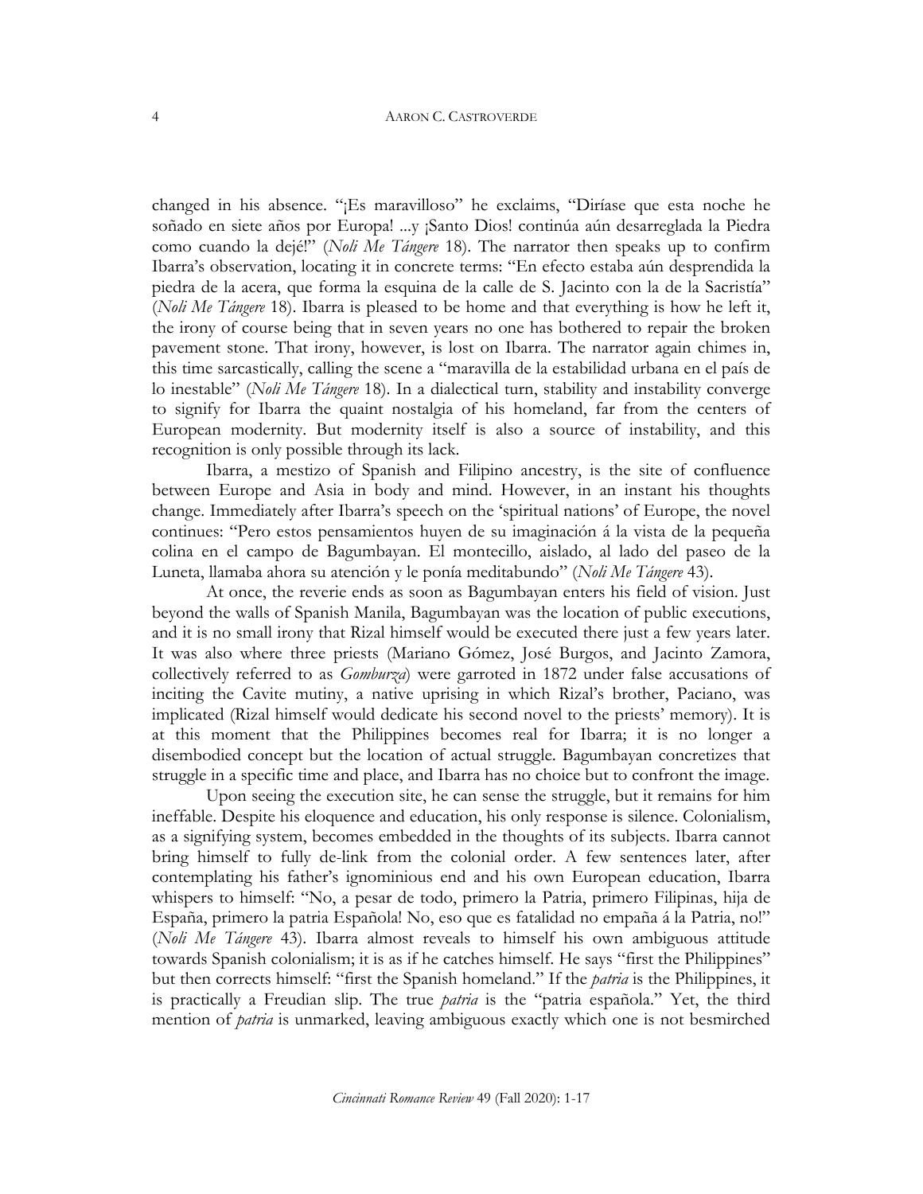changed in his absence. "¡Es maravilloso" he exclaims, "Diríase que esta noche he soñado en siete años por Europa! ...y ¡Santo Dios! continúa aún desarreglada la Piedra como cuando la dejé!" (*Noli Me Tángere* 18). The narrator then speaks up to confirm Ibarra's observation, locating it in concrete terms: "En efecto estaba aún desprendida la piedra de la acera, que forma la esquina de la calle de S. Jacinto con la de la Sacristía" (*Noli Me Tángere* 18). Ibarra is pleased to be home and that everything is how he left it, the irony of course being that in seven years no one has bothered to repair the broken pavement stone. That irony, however, is lost on Ibarra. The narrator again chimes in, this time sarcastically, calling the scene a "maravilla de la estabilidad urbana en el país de lo inestable" (*Noli Me Tángere* 18). In a dialectical turn, stability and instability converge to signify for Ibarra the quaint nostalgia of his homeland, far from the centers of European modernity. But modernity itself is also a source of instability, and this recognition is only possible through its lack.

Ibarra, a mestizo of Spanish and Filipino ancestry, is the site of confluence between Europe and Asia in body and mind. However, in an instant his thoughts change. Immediately after Ibarra's speech on the 'spiritual nations' of Europe, the novel continues: "Pero estos pensamientos huyen de su imaginación á la vista de la pequeña colina en el campo de Bagumbayan. El montecillo, aislado, al lado del paseo de la Luneta, llamaba ahora su atención y le ponía meditabundo" (*Noli Me Tángere* 43).

At once, the reverie ends as soon as Bagumbayan enters his field of vision. Just beyond the walls of Spanish Manila, Bagumbayan was the location of public executions, and it is no small irony that Rizal himself would be executed there just a few years later. It was also where three priests (Mariano Gómez, José Burgos, and Jacinto Zamora, collectively referred to as *Gomburza*) were garroted in 1872 under false accusations of inciting the Cavite mutiny, a native uprising in which Rizal's brother, Paciano, was implicated (Rizal himself would dedicate his second novel to the priests' memory). It is at this moment that the Philippines becomes real for Ibarra; it is no longer a disembodied concept but the location of actual struggle. Bagumbayan concretizes that struggle in a specific time and place, and Ibarra has no choice but to confront the image.

Upon seeing the execution site, he can sense the struggle, but it remains for him ineffable. Despite his eloquence and education, his only response is silence. Colonialism, as a signifying system, becomes embedded in the thoughts of its subjects. Ibarra cannot bring himself to fully de-link from the colonial order. A few sentences later, after contemplating his father's ignominious end and his own European education, Ibarra whispers to himself: "No, a pesar de todo, primero la Patria, primero Filipinas, hija de España, primero la patria Española! No, eso que es fatalidad no empaña á la Patria, no!" (*Noli Me Tángere* 43). Ibarra almost reveals to himself his own ambiguous attitude towards Spanish colonialism; it is as if he catches himself. He says "first the Philippines" but then corrects himself: "first the Spanish homeland." If the *patria* is the Philippines, it is practically a Freudian slip. The true *patria* is the "patria española." Yet, the third mention of *patria* is unmarked, leaving ambiguous exactly which one is not besmirched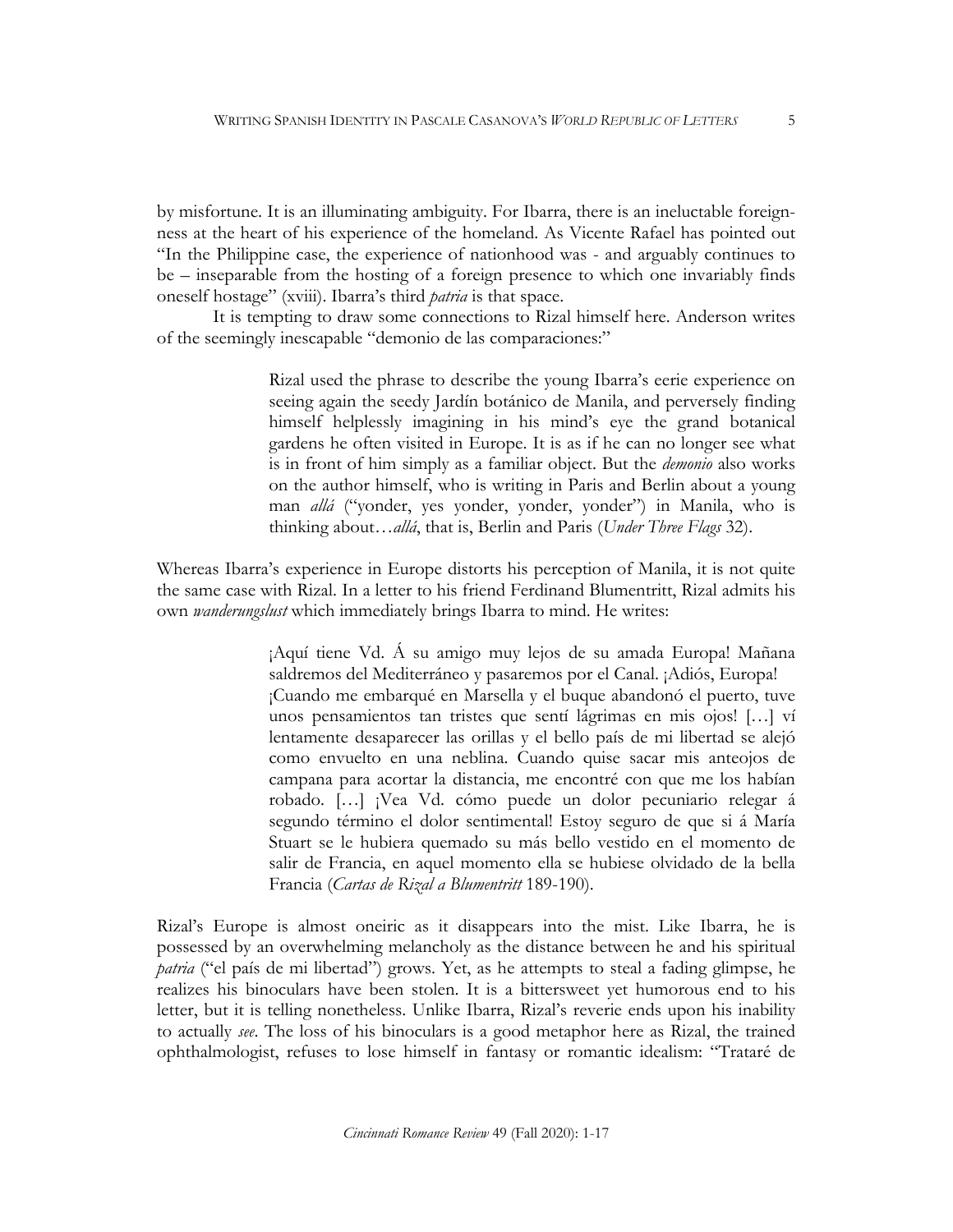by misfortune. It is an illuminating ambiguity. For Ibarra, there is an ineluctable foreignness at the heart of his experience of the homeland. As Vicente Rafael has pointed out "In the Philippine case, the experience of nationhood was - and arguably continues to be – inseparable from the hosting of a foreign presence to which one invariably finds oneself hostage" (xviii). Ibarra's third *patria* is that space.

It is tempting to draw some connections to Rizal himself here. Anderson writes of the seemingly inescapable "demonio de las comparaciones:"

> Rizal used the phrase to describe the young Ibarra's eerie experience on seeing again the seedy Jardín botánico de Manila, and perversely finding himself helplessly imagining in his mind's eye the grand botanical gardens he often visited in Europe. It is as if he can no longer see what is in front of him simply as a familiar object. But the *demonio* also works on the author himself, who is writing in Paris and Berlin about a young man *allá* ("yonder, yes yonder, yonder, yonder") in Manila, who is thinking about…*allá*, that is, Berlin and Paris (*Under Three Flags* 32).

Whereas Ibarra's experience in Europe distorts his perception of Manila, it is not quite the same case with Rizal. In a letter to his friend Ferdinand Blumentritt, Rizal admits his own *wanderungslust* which immediately brings Ibarra to mind. He writes:

> ¡Aquí tiene Vd. Á su amigo muy lejos de su amada Europa! Mañana saldremos del Mediterráneo y pasaremos por el Canal. ¡Adiós, Europa! ¡Cuando me embarqué en Marsella y el buque abandonó el puerto, tuve unos pensamientos tan tristes que sentí lágrimas en mis ojos! […] ví lentamente desaparecer las orillas y el bello país de mi libertad se alejó como envuelto en una neblina. Cuando quise sacar mis anteojos de campana para acortar la distancia, me encontré con que me los habían robado. […] ¡Vea Vd. cómo puede un dolor pecuniario relegar á segundo término el dolor sentimental! Estoy seguro de que si á María Stuart se le hubiera quemado su más bello vestido en el momento de salir de Francia, en aquel momento ella se hubiese olvidado de la bella Francia (*Cartas de Rizal a Blumentritt* 189-190).

Rizal's Europe is almost oneiric as it disappears into the mist. Like Ibarra, he is possessed by an overwhelming melancholy as the distance between he and his spiritual *patria* ("el país de mi libertad") grows. Yet, as he attempts to steal a fading glimpse, he realizes his binoculars have been stolen. It is a bittersweet yet humorous end to his letter, but it is telling nonetheless. Unlike Ibarra, Rizal's reverie ends upon his inability to actually *see*. The loss of his binoculars is a good metaphor here as Rizal, the trained ophthalmologist, refuses to lose himself in fantasy or romantic idealism: "Trataré de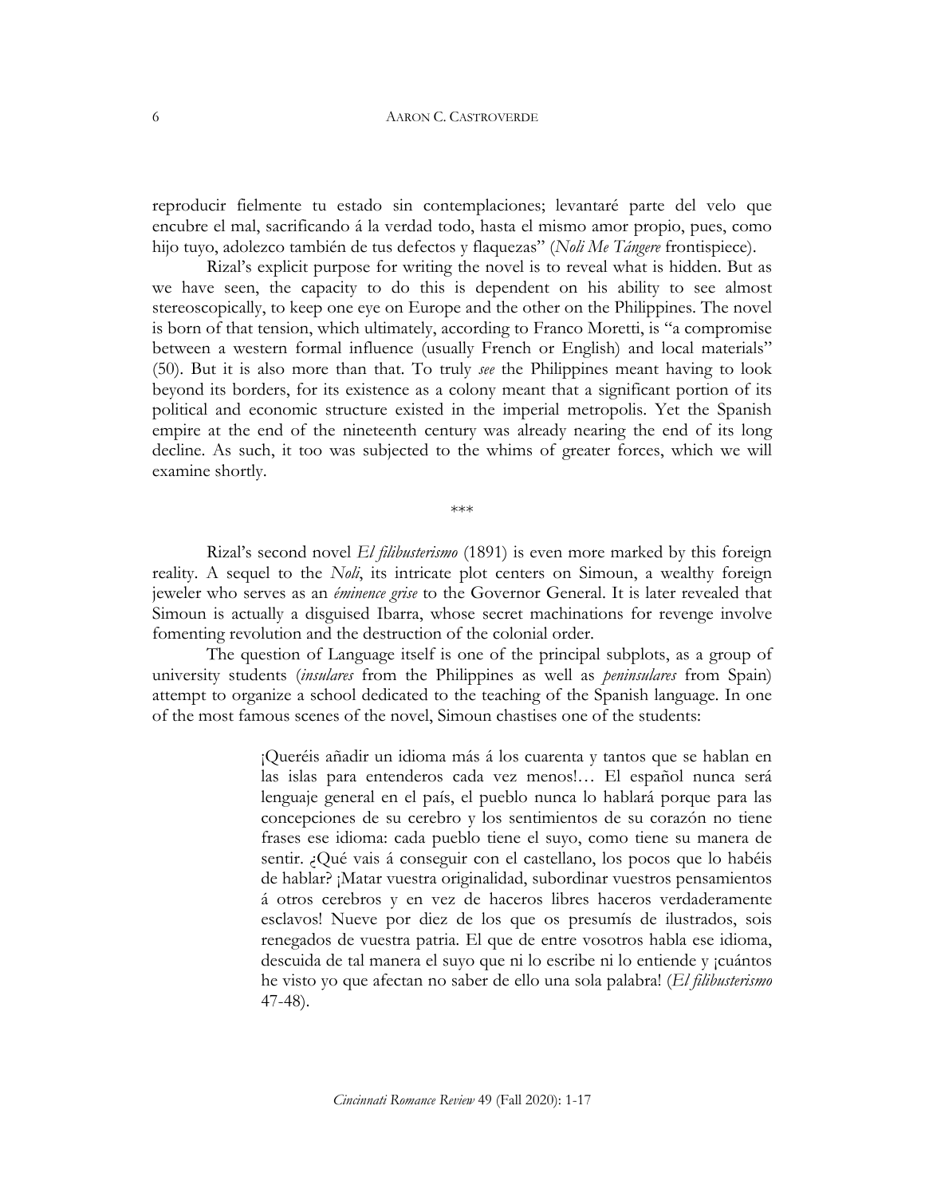reproducir fielmente tu estado sin contemplaciones; levantaré parte del velo que encubre el mal, sacrificando á la verdad todo, hasta el mismo amor propio, pues, como hijo tuyo, adolezco también de tus defectos y flaquezas" (*Noli Me Tángere* frontispiece).

Rizal's explicit purpose for writing the novel is to reveal what is hidden. But as we have seen, the capacity to do this is dependent on his ability to see almost stereoscopically, to keep one eye on Europe and the other on the Philippines. The novel is born of that tension, which ultimately, according to Franco Moretti, is "a compromise between a western formal influence (usually French or English) and local materials" (50). But it is also more than that. To truly *see* the Philippines meant having to look beyond its borders, for its existence as a colony meant that a significant portion of its political and economic structure existed in the imperial metropolis. Yet the Spanish empire at the end of the nineteenth century was already nearing the end of its long decline. As such, it too was subjected to the whims of greater forces, which we will examine shortly.

\*\*\*

Rizal's second novel *El filibusterismo* (1891) is even more marked by this foreign reality. A sequel to the *Noli*, its intricate plot centers on Simoun, a wealthy foreign jeweler who serves as an *éminence grise* to the Governor General. It is later revealed that Simoun is actually a disguised Ibarra, whose secret machinations for revenge involve fomenting revolution and the destruction of the colonial order.

The question of Language itself is one of the principal subplots, as a group of university students (*insulares* from the Philippines as well as *peninsulares* from Spain) attempt to organize a school dedicated to the teaching of the Spanish language. In one of the most famous scenes of the novel, Simoun chastises one of the students:

> ¡Queréis añadir un idioma más á los cuarenta y tantos que se hablan en las islas para entenderos cada vez menos!… El español nunca será lenguaje general en el país, el pueblo nunca lo hablará porque para las concepciones de su cerebro y los sentimientos de su corazón no tiene frases ese idioma: cada pueblo tiene el suyo, como tiene su manera de sentir. ¿Qué vais á conseguir con el castellano, los pocos que lo habéis de hablar? ¡Matar vuestra originalidad, subordinar vuestros pensamientos á otros cerebros y en vez de haceros libres haceros verdaderamente esclavos! Nueve por diez de los que os presumís de ilustrados, sois renegados de vuestra patria. El que de entre vosotros habla ese idioma, descuida de tal manera el suyo que ni lo escribe ni lo entiende y ¡cuántos he visto yo que afectan no saber de ello una sola palabra! (*El filibusterismo* 47-48).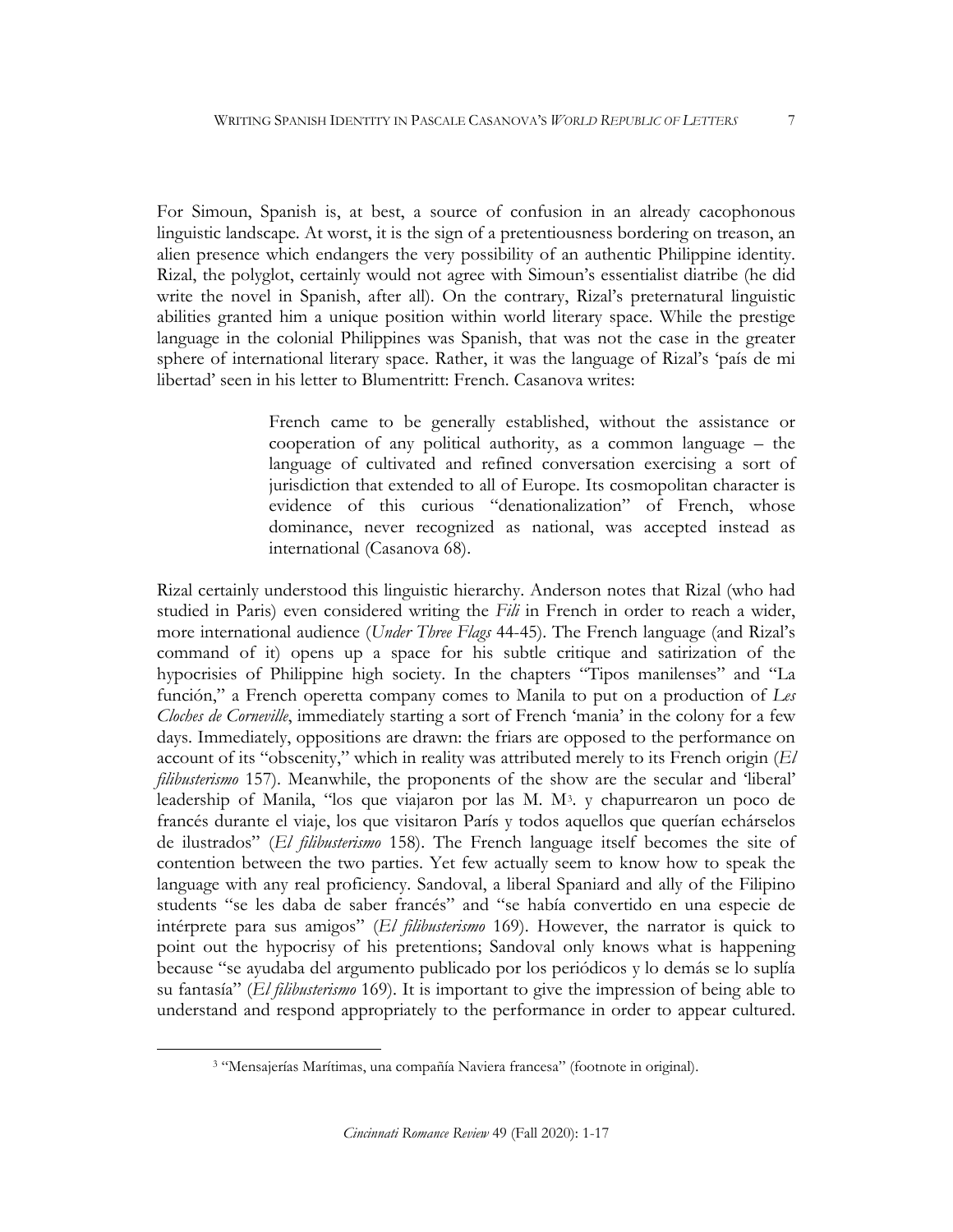For Simoun, Spanish is, at best, a source of confusion in an already cacophonous linguistic landscape. At worst, it is the sign of a pretentiousness bordering on treason, an alien presence which endangers the very possibility of an authentic Philippine identity. Rizal, the polyglot, certainly would not agree with Simoun's essentialist diatribe (he did write the novel in Spanish, after all). On the contrary, Rizal's preternatural linguistic abilities granted him a unique position within world literary space. While the prestige language in the colonial Philippines was Spanish, that was not the case in the greater sphere of international literary space. Rather, it was the language of Rizal's 'país de mi libertad' seen in his letter to Blumentritt: French. Casanova writes:

> French came to be generally established, without the assistance or cooperation of any political authority, as a common language – the language of cultivated and refined conversation exercising a sort of jurisdiction that extended to all of Europe. Its cosmopolitan character is evidence of this curious "denationalization" of French, whose dominance, never recognized as national, was accepted instead as international (Casanova 68).

Rizal certainly understood this linguistic hierarchy. Anderson notes that Rizal (who had studied in Paris) even considered writing the *Fili* in French in order to reach a wider, more international audience (*Under Three Flags* 44-45). The French language (and Rizal's command of it) opens up a space for his subtle critique and satirization of the hypocrisies of Philippine high society. In the chapters "Tipos manilenses" and "La función," a French operetta company comes to Manila to put on a production of *Les Cloches de Corneville*, immediately starting a sort of French 'mania' in the colony for a few days. Immediately, oppositions are drawn: the friars are opposed to the performance on account of its "obscenity," which in reality was attributed merely to its French origin (*El filibusterismo* 157). Meanwhile, the proponents of the show are the secular and 'liberal' leadership of Manila, "los que viajaron por las M. M[3]. y chapurrearon un poco de francés durante el viaje, los que visitaron París y todos aquellos que querían echárselos de ilustrados" (*El filibusterismo* 158). The French language itself becomes the site of contention between the two parties. Yet few actually seem to know how to speak the language with any real proficiency. Sandoval, a liberal Spaniard and ally of the Filipino students "se les daba de saber francés" and "se había convertido en una especie de intérprete para sus amigos" (*El filibusterismo* 169). However, the narrator is quick to point out the hypocrisy of his pretentions; Sandoval only knows what is happening because "se ayudaba del argumento publicado por los periódicos y lo demás se lo suplía su fantasía" (*El filibusterismo* 169). It is important to give the impression of being able to understand and respond appropriately to the performance in order to appear cultured.

[3] "Mensajerías Marítimas, una compañía Naviera francesa" (footnote in original).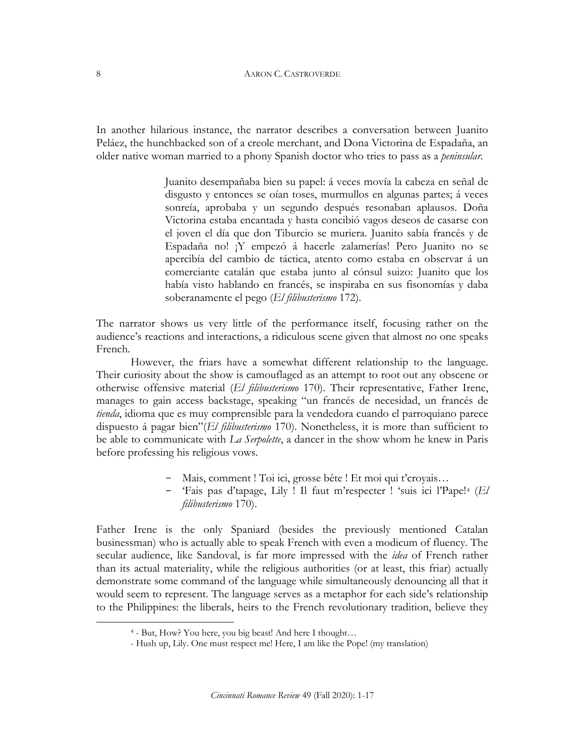In another hilarious instance, the narrator describes a conversation between Juanito Peláez, the hunchbacked son of a creole merchant, and Dona Victorina de Espadaña, an older native woman married to a phony Spanish doctor who tries to pass as a *peninsular*.

> Juanito desempañaba bien su papel: á veces movía la cabeza en señal de disgusto y entonces se oían toses, murmullos en algunas partes; á veces sonreía, aprobaba y un segundo después resonaban aplausos. Doña Victorina estaba encantada y hasta concibió vagos deseos de casarse con el joven el día que don Tiburcio se muriera. Juanito sabía francés y de Espadaña no! ¡Y empezó á hacerle zalamerías! Pero Juanito no se apercibía del cambio de táctica, atento como estaba en observar á un comerciante catalán que estaba junto al cónsul suizo: Juanito que los había visto hablando en francés, se inspiraba en sus fisonomías y daba soberanamente el pego (*El filibusterismo* 172).

The narrator shows us very little of the performance itself, focusing rather on the audience's reactions and interactions, a ridiculous scene given that almost no one speaks French.

However, the friars have a somewhat different relationship to the language. Their curiosity about the show is camouflaged as an attempt to root out any obscene or otherwise offensive material (*El filibusterismo* 170). Their representative, Father Irene, manages to gain access backstage, speaking "un francés de necesidad, un francés de *tienda*, idioma que es muy comprensible para la vendedora cuando el parroquiano parece dispuesto á pagar bien"(*El filibusterismo* 170). Nonetheless, it is more than sufficient to be able to communicate with *La Serpolette*, a dancer in the show whom he knew in Paris before professing his religious vows.

> - Mais, comment ! Toi ici, grosse bête ! Et moi qui t'croyais…
> - 'Fais pas d'tapage, Lily ! Il faut m'respecter ! 'suis ici l'Pape![4] (*El filibusterismo* 170).

Father Irene is the only Spaniard (besides the previously mentioned Catalan businessman) who is actually able to speak French with even a modicum of fluency. The secular audience, like Sandoval, is far more impressed with the *idea* of French rather than its actual materiality, while the religious authorities (or at least, this friar) actually demonstrate some command of the language while simultaneously denouncing all that it would seem to represent. The language serves as a metaphor for each side's relationship to the Philippines: the liberals, heirs to the French revolutionary tradition, believe they

[4] - But, How? You here, you big beast! And here I thought…
- Hush up, Lily. One must respect me! Here, I am like the Pope! (my translation)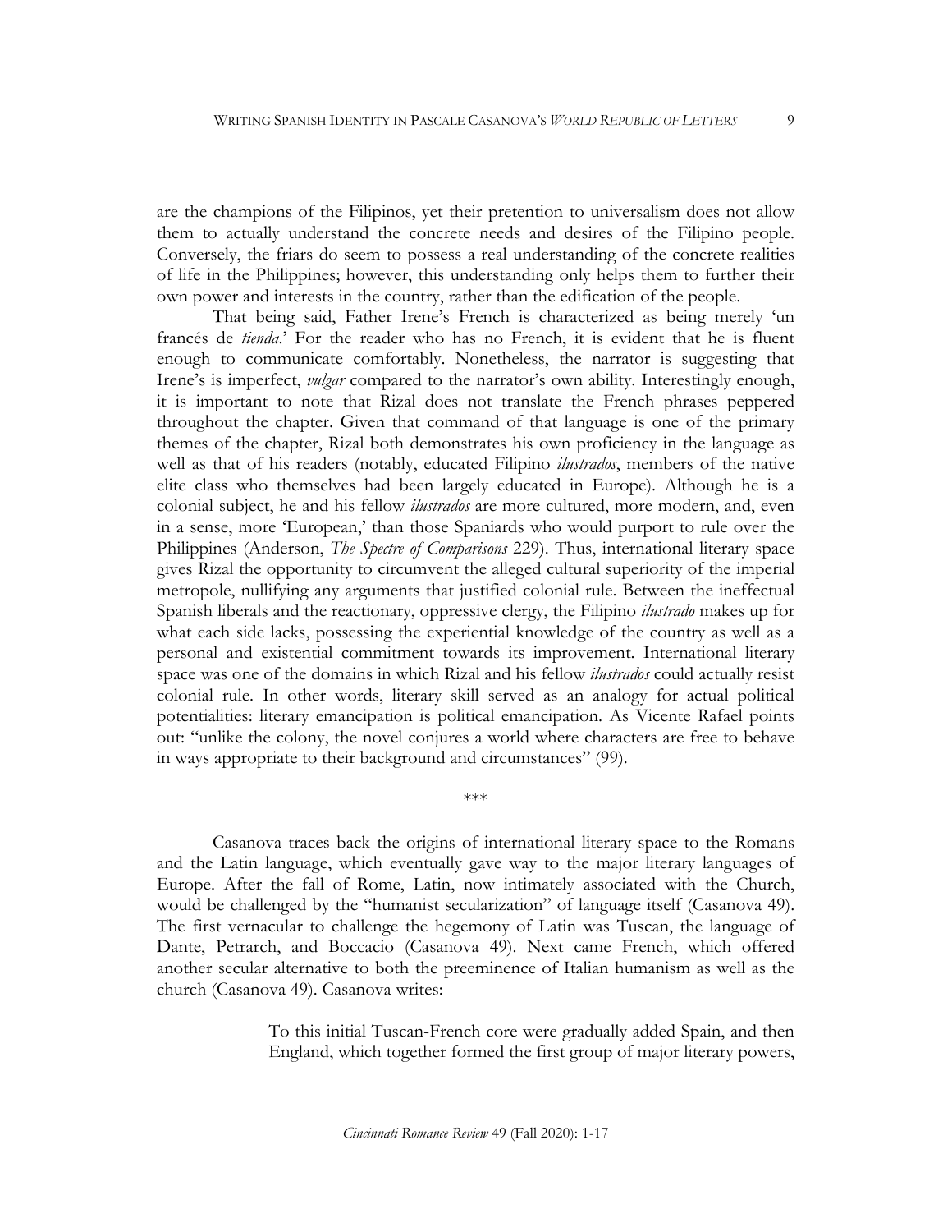are the champions of the Filipinos, yet their pretention to universalism does not allow them to actually understand the concrete needs and desires of the Filipino people. Conversely, the friars do seem to possess a real understanding of the concrete realities of life in the Philippines; however, this understanding only helps them to further their own power and interests in the country, rather than the edification of the people.

That being said, Father Irene's French is characterized as being merely 'un francés de *tienda*.' For the reader who has no French, it is evident that he is fluent enough to communicate comfortably. Nonetheless, the narrator is suggesting that Irene's is imperfect, *vulgar* compared to the narrator's own ability. Interestingly enough, it is important to note that Rizal does not translate the French phrases peppered throughout the chapter. Given that command of that language is one of the primary themes of the chapter, Rizal both demonstrates his own proficiency in the language as well as that of his readers (notably, educated Filipino *ilustrados*, members of the native elite class who themselves had been largely educated in Europe). Although he is a colonial subject, he and his fellow *ilustrados* are more cultured, more modern, and, even in a sense, more 'European,' than those Spaniards who would purport to rule over the Philippines (Anderson, *The Spectre of Comparisons* 229). Thus, international literary space gives Rizal the opportunity to circumvent the alleged cultural superiority of the imperial metropole, nullifying any arguments that justified colonial rule. Between the ineffectual Spanish liberals and the reactionary, oppressive clergy, the Filipino *ilustrado* makes up for what each side lacks, possessing the experiential knowledge of the country as well as a personal and existential commitment towards its improvement. International literary space was one of the domains in which Rizal and his fellow *ilustrados* could actually resist colonial rule. In other words, literary skill served as an analogy for actual political potentialities: literary emancipation is political emancipation. As Vicente Rafael points out: "unlike the colony, the novel conjures a world where characters are free to behave in ways appropriate to their background and circumstances" (99).

\*\*\*

Casanova traces back the origins of international literary space to the Romans and the Latin language, which eventually gave way to the major literary languages of Europe. After the fall of Rome, Latin, now intimately associated with the Church, would be challenged by the "humanist secularization" of language itself (Casanova 49). The first vernacular to challenge the hegemony of Latin was Tuscan, the language of Dante, Petrarch, and Boccacio (Casanova 49). Next came French, which offered another secular alternative to both the preeminence of Italian humanism as well as the church (Casanova 49). Casanova writes:

> To this initial Tuscan-French core were gradually added Spain, and then England, which together formed the first group of major literary powers,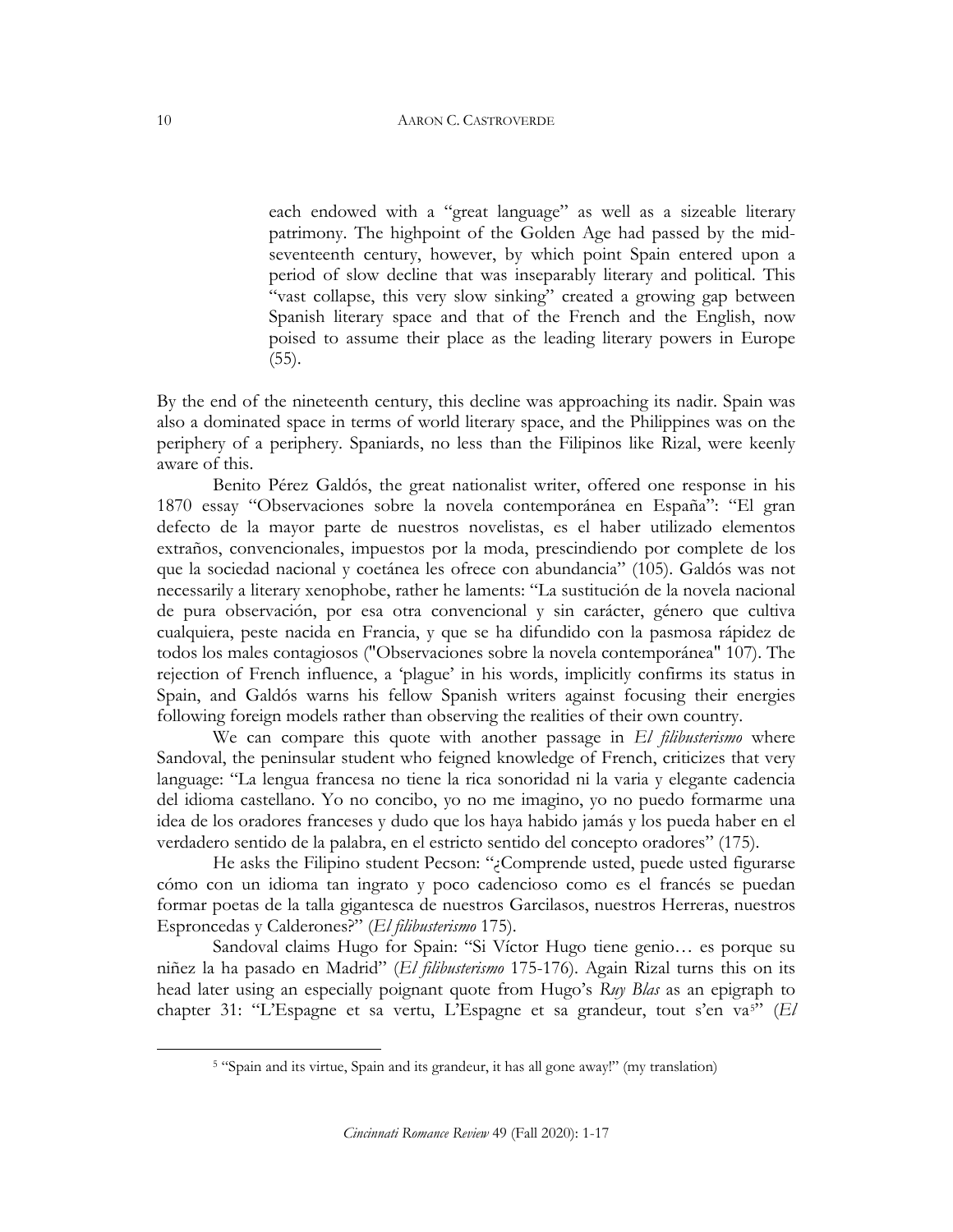> each endowed with a "great language" as well as a sizeable literary patrimony. The highpoint of the Golden Age had passed by the mid-seventeenth century, however, by which point Spain entered upon a period of slow decline that was inseparably literary and political. This "vast collapse, this very slow sinking" created a growing gap between Spanish literary space and that of the French and the English, now poised to assume their place as the leading literary powers in Europe (55).

By the end of the nineteenth century, this decline was approaching its nadir. Spain was also a dominated space in terms of world literary space, and the Philippines was on the periphery of a periphery. Spaniards, no less than the Filipinos like Rizal, were keenly aware of this.

Benito Pérez Galdós, the great nationalist writer, offered one response in his 1870 essay "Observaciones sobre la novela contemporánea en España": "El gran defecto de la mayor parte de nuestros novelistas, es el haber utilizado elementos extraños, convencionales, impuestos por la moda, prescindiendo por complete de los que la sociedad nacional y coetánea les ofrece con abundancia" (105). Galdós was not necessarily a literary xenophobe, rather he laments: "La sustitución de la novela nacional de pura observación, por esa otra convencional y sin carácter, género que cultiva cualquiera, peste nacida en Francia, y que se ha difundido con la pasmosa rápidez de todos los males contagiosos ("Observaciones sobre la novela contemporánea" 107). The rejection of French influence, a 'plague' in his words, implicitly confirms its status in Spain, and Galdós warns his fellow Spanish writers against focusing their energies following foreign models rather than observing the realities of their own country.

We can compare this quote with another passage in *El filibusterismo* where Sandoval, the peninsular student who feigned knowledge of French, criticizes that very language: "La lengua francesa no tiene la rica sonoridad ni la varia y elegante cadencia del idioma castellano. Yo no concibo, yo no me imagino, yo no puedo formarme una idea de los oradores franceses y dudo que los haya habido jamás y los pueda haber en el verdadero sentido de la palabra, en el estricto sentido del concepto oradores" (175).

He asks the Filipino student Pecson: "¿Comprende usted, puede usted figurarse cómo con un idioma tan ingrato y poco cadencioso como es el francés se puedan formar poetas de la talla gigantesca de nuestros Garcilasos, nuestros Herreras, nuestros Esproncedas y Calderones?" (*El filibusterismo* 175).

Sandoval claims Hugo for Spain: "Si Víctor Hugo tiene genio… es porque su niñez la ha pasado en Madrid" (*El filibusterismo* 175-176). Again Rizal turns this on its head later using an especially poignant quote from Hugo's *Ruy Blas* as an epigraph to chapter 31: "L'Espagne et sa vertu, L'Espagne et sa grandeur, tout s'en va[5]" (*El*

[5] "Spain and its virtue, Spain and its grandeur, it has all gone away!" (my translation)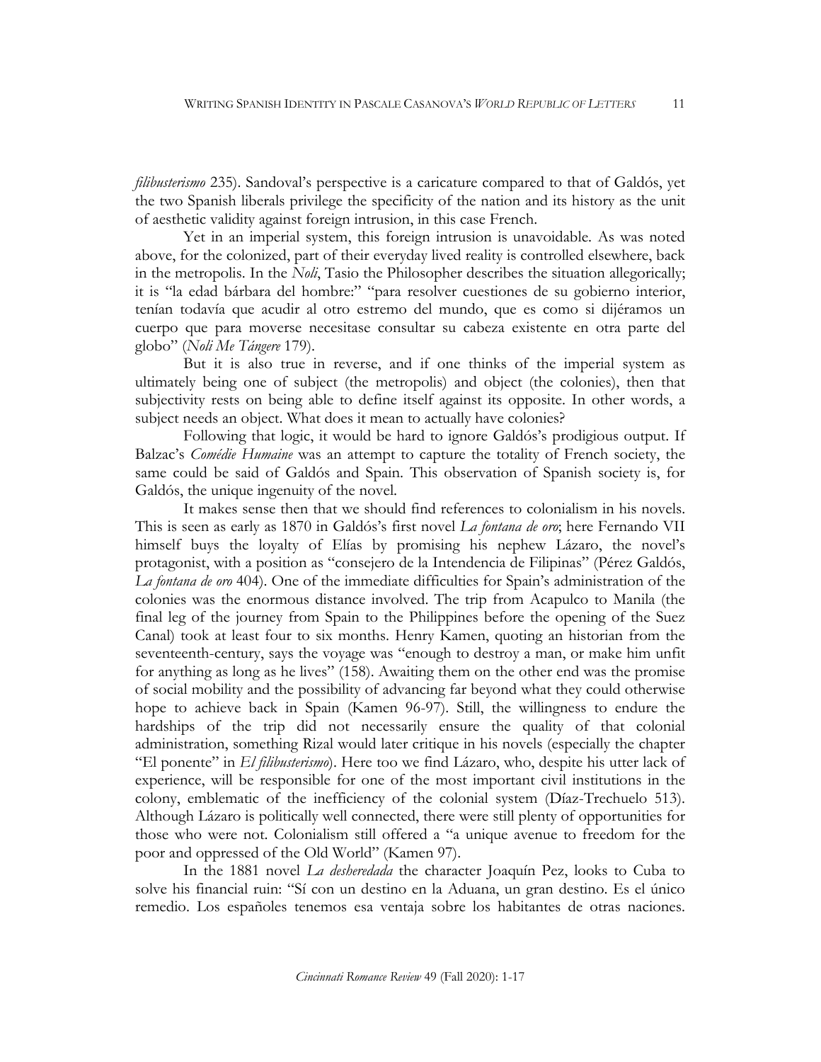*filibusterismo* 235). Sandoval's perspective is a caricature compared to that of Galdós, yet the two Spanish liberals privilege the specificity of the nation and its history as the unit of aesthetic validity against foreign intrusion, in this case French.

Yet in an imperial system, this foreign intrusion is unavoidable. As was noted above, for the colonized, part of their everyday lived reality is controlled elsewhere, back in the metropolis. In the *Noli*, Tasio the Philosopher describes the situation allegorically; it is "la edad bárbara del hombre:" "para resolver cuestiones de su gobierno interior, tenían todavía que acudir al otro estremo del mundo, que es como si dijéramos un cuerpo que para moverse necesitase consultar su cabeza existente en otra parte del globo" (*Noli Me Tángere* 179).

But it is also true in reverse, and if one thinks of the imperial system as ultimately being one of subject (the metropolis) and object (the colonies), then that subjectivity rests on being able to define itself against its opposite. In other words, a subject needs an object. What does it mean to actually have colonies?

Following that logic, it would be hard to ignore Galdós's prodigious output. If Balzac's *Comédie Humaine* was an attempt to capture the totality of French society, the same could be said of Galdós and Spain. This observation of Spanish society is, for Galdós, the unique ingenuity of the novel.

It makes sense then that we should find references to colonialism in his novels. This is seen as early as 1870 in Galdós's first novel *La fontana de oro*; here Fernando VII himself buys the loyalty of Elías by promising his nephew Lázaro, the novel's protagonist, with a position as "consejero de la Intendencia de Filipinas" (Pérez Galdós, *La fontana de oro* 404). One of the immediate difficulties for Spain's administration of the colonies was the enormous distance involved. The trip from Acapulco to Manila (the final leg of the journey from Spain to the Philippines before the opening of the Suez Canal) took at least four to six months. Henry Kamen, quoting an historian from the seventeenth-century, says the voyage was "enough to destroy a man, or make him unfit for anything as long as he lives" (158). Awaiting them on the other end was the promise of social mobility and the possibility of advancing far beyond what they could otherwise hope to achieve back in Spain (Kamen 96-97). Still, the willingness to endure the hardships of the trip did not necessarily ensure the quality of that colonial administration, something Rizal would later critique in his novels (especially the chapter "El ponente" in *El filibusterismo*). Here too we find Lázaro, who, despite his utter lack of experience, will be responsible for one of the most important civil institutions in the colony, emblematic of the inefficiency of the colonial system (Díaz-Trechuelo 513). Although Lázaro is politically well connected, there were still plenty of opportunities for those who were not. Colonialism still offered a "a unique avenue to freedom for the poor and oppressed of the Old World" (Kamen 97).

In the 1881 novel *La desheredada* the character Joaquín Pez, looks to Cuba to solve his financial ruin: "Sí con un destino en la Aduana, un gran destino. Es el único remedio. Los españoles tenemos esa ventaja sobre los habitantes de otras naciones.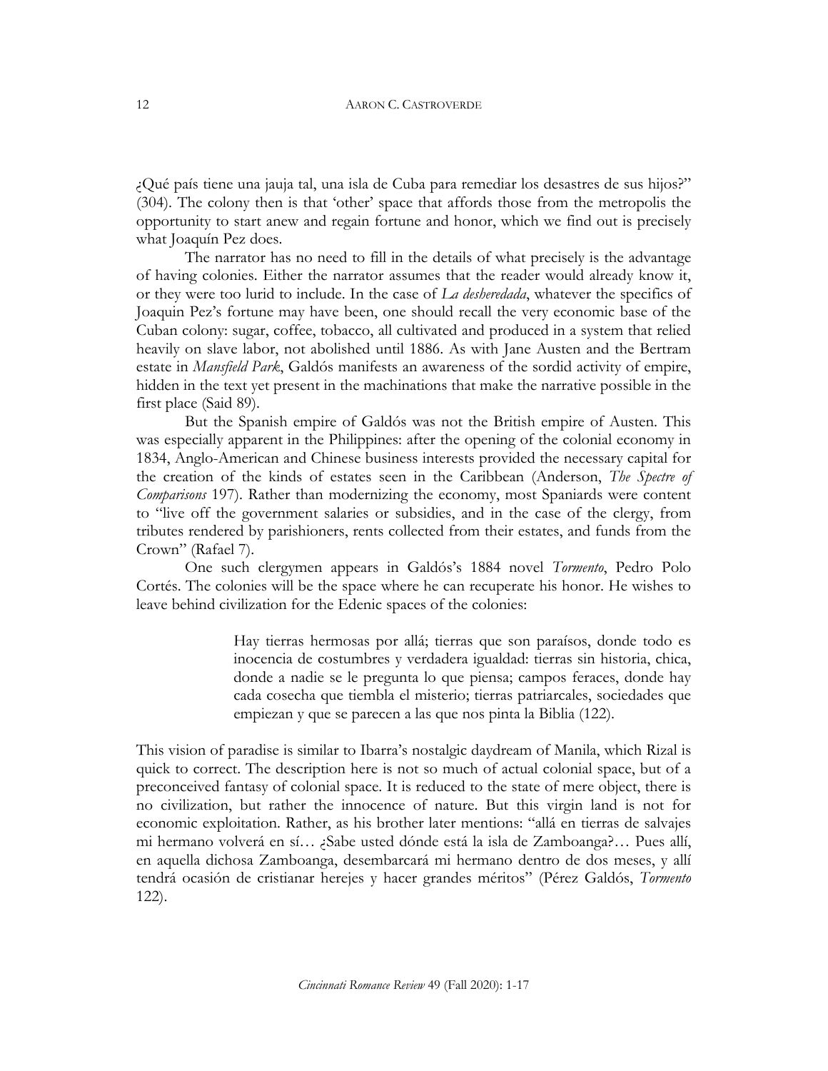¿Qué país tiene una jauja tal, una isla de Cuba para remediar los desastres de sus hijos?" (304). The colony then is that 'other' space that affords those from the metropolis the opportunity to start anew and regain fortune and honor, which we find out is precisely what Joaquín Pez does.

The narrator has no need to fill in the details of what precisely is the advantage of having colonies. Either the narrator assumes that the reader would already know it, or they were too lurid to include. In the case of *La desheredada*, whatever the specifics of Joaquin Pez's fortune may have been, one should recall the very economic base of the Cuban colony: sugar, coffee, tobacco, all cultivated and produced in a system that relied heavily on slave labor, not abolished until 1886. As with Jane Austen and the Bertram estate in *Mansfield Park*, Galdós manifests an awareness of the sordid activity of empire, hidden in the text yet present in the machinations that make the narrative possible in the first place (Said 89).

But the Spanish empire of Galdós was not the British empire of Austen. This was especially apparent in the Philippines: after the opening of the colonial economy in 1834, Anglo-American and Chinese business interests provided the necessary capital for the creation of the kinds of estates seen in the Caribbean (Anderson, *The Spectre of Comparisons* 197). Rather than modernizing the economy, most Spaniards were content to "live off the government salaries or subsidies, and in the case of the clergy, from tributes rendered by parishioners, rents collected from their estates, and funds from the Crown" (Rafael 7).

One such clergymen appears in Galdós's 1884 novel *Tormento*, Pedro Polo Cortés. The colonies will be the space where he can recuperate his honor. He wishes to leave behind civilization for the Edenic spaces of the colonies:

> Hay tierras hermosas por allá; tierras que son paraísos, donde todo es inocencia de costumbres y verdadera igualdad: tierras sin historia, chica, donde a nadie se le pregunta lo que piensa; campos feraces, donde hay cada cosecha que tiembla el misterio; tierras patriarcales, sociedades que empiezan y que se parecen a las que nos pinta la Biblia (122).

This vision of paradise is similar to Ibarra's nostalgic daydream of Manila, which Rizal is quick to correct. The description here is not so much of actual colonial space, but of a preconceived fantasy of colonial space. It is reduced to the state of mere object, there is no civilization, but rather the innocence of nature. But this virgin land is not for economic exploitation. Rather, as his brother later mentions: "allá en tierras de salvajes mi hermano volverá en sí… ¿Sabe usted dónde está la isla de Zamboanga?… Pues allí, en aquella dichosa Zamboanga, desembarcará mi hermano dentro de dos meses, y allí tendrá ocasión de cristianar herejes y hacer grandes méritos" (Pérez Galdós, *Tormento* 122).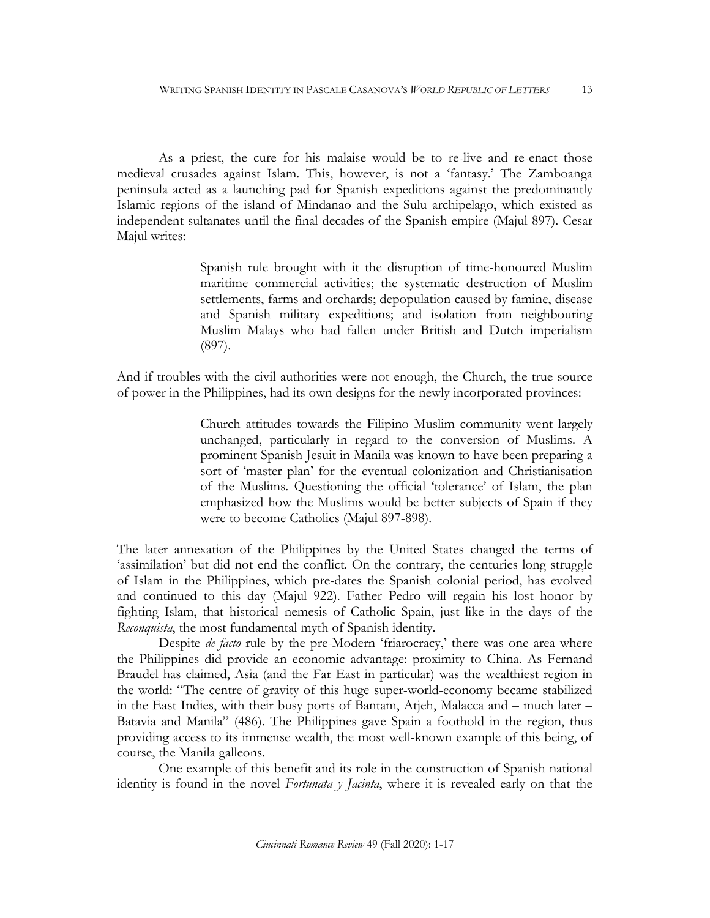As a priest, the cure for his malaise would be to re-live and re-enact those medieval crusades against Islam. This, however, is not a 'fantasy.' The Zamboanga peninsula acted as a launching pad for Spanish expeditions against the predominantly Islamic regions of the island of Mindanao and the Sulu archipelago, which existed as independent sultanates until the final decades of the Spanish empire (Majul 897). Cesar Majul writes:

> Spanish rule brought with it the disruption of time-honoured Muslim maritime commercial activities; the systematic destruction of Muslim settlements, farms and orchards; depopulation caused by famine, disease and Spanish military expeditions; and isolation from neighbouring Muslim Malays who had fallen under British and Dutch imperialism (897).

And if troubles with the civil authorities were not enough, the Church, the true source of power in the Philippines, had its own designs for the newly incorporated provinces:

> Church attitudes towards the Filipino Muslim community went largely unchanged, particularly in regard to the conversion of Muslims. A prominent Spanish Jesuit in Manila was known to have been preparing a sort of 'master plan' for the eventual colonization and Christianisation of the Muslims. Questioning the official 'tolerance' of Islam, the plan emphasized how the Muslims would be better subjects of Spain if they were to become Catholics (Majul 897-898).

The later annexation of the Philippines by the United States changed the terms of 'assimilation' but did not end the conflict. On the contrary, the centuries long struggle of Islam in the Philippines, which pre-dates the Spanish colonial period, has evolved and continued to this day (Majul 922). Father Pedro will regain his lost honor by fighting Islam, that historical nemesis of Catholic Spain, just like in the days of the *Reconquista*, the most fundamental myth of Spanish identity.

Despite *de facto* rule by the pre-Modern 'friarocracy,' there was one area where the Philippines did provide an economic advantage: proximity to China. As Fernand Braudel has claimed, Asia (and the Far East in particular) was the wealthiest region in the world: "The centre of gravity of this huge super-world-economy became stabilized in the East Indies, with their busy ports of Bantam, Atjeh, Malacca and – much later – Batavia and Manila" (486). The Philippines gave Spain a foothold in the region, thus providing access to its immense wealth, the most well-known example of this being, of course, the Manila galleons.

One example of this benefit and its role in the construction of Spanish national identity is found in the novel *Fortunata y Jacinta*, where it is revealed early on that the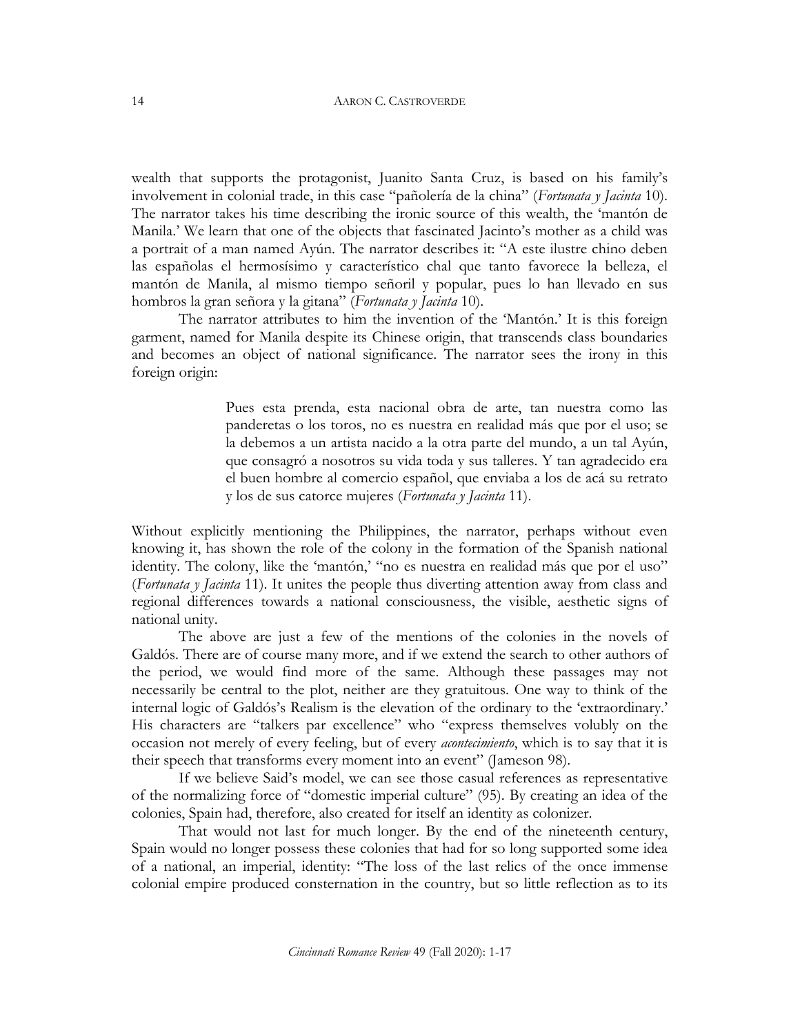wealth that supports the protagonist, Juanito Santa Cruz, is based on his family's involvement in colonial trade, in this case "pañolería de la china" (*Fortunata y Jacinta* 10). The narrator takes his time describing the ironic source of this wealth, the 'mantón de Manila.' We learn that one of the objects that fascinated Jacinto's mother as a child was a portrait of a man named Ayún. The narrator describes it: "A este ilustre chino deben las españolas el hermosísimo y característico chal que tanto favorece la belleza, el mantón de Manila, al mismo tiempo señoril y popular, pues lo han llevado en sus hombros la gran señora y la gitana" (*Fortunata y Jacinta* 10).

The narrator attributes to him the invention of the 'Mantón.' It is this foreign garment, named for Manila despite its Chinese origin, that transcends class boundaries and becomes an object of national significance. The narrator sees the irony in this foreign origin:

> Pues esta prenda, esta nacional obra de arte, tan nuestra como las panderetas o los toros, no es nuestra en realidad más que por el uso; se la debemos a un artista nacido a la otra parte del mundo, a un tal Ayún, que consagró a nosotros su vida toda y sus talleres. Y tan agradecido era el buen hombre al comercio español, que enviaba a los de acá su retrato y los de sus catorce mujeres (*Fortunata y Jacinta* 11).

Without explicitly mentioning the Philippines, the narrator, perhaps without even knowing it, has shown the role of the colony in the formation of the Spanish national identity. The colony, like the 'mantón,' "no es nuestra en realidad más que por el uso" (*Fortunata y Jacinta* 11). It unites the people thus diverting attention away from class and regional differences towards a national consciousness, the visible, aesthetic signs of national unity.

The above are just a few of the mentions of the colonies in the novels of Galdós. There are of course many more, and if we extend the search to other authors of the period, we would find more of the same. Although these passages may not necessarily be central to the plot, neither are they gratuitous. One way to think of the internal logic of Galdós's Realism is the elevation of the ordinary to the 'extraordinary.' His characters are "talkers par excellence" who "express themselves volubly on the occasion not merely of every feeling, but of every *acontecimiento*, which is to say that it is their speech that transforms every moment into an event" (Jameson 98).

If we believe Said's model, we can see those casual references as representative of the normalizing force of "domestic imperial culture" (95). By creating an idea of the colonies, Spain had, therefore, also created for itself an identity as colonizer.

That would not last for much longer. By the end of the nineteenth century, Spain would no longer possess these colonies that had for so long supported some idea of a national, an imperial, identity: "The loss of the last relics of the once immense colonial empire produced consternation in the country, but so little reflection as to its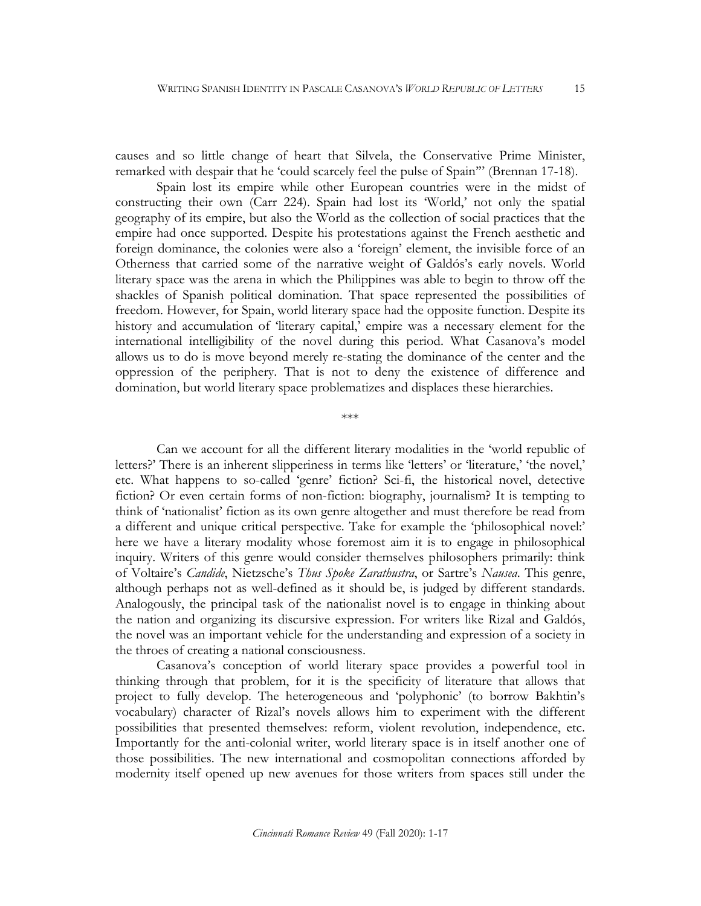causes and so little change of heart that Silvela, the Conservative Prime Minister, remarked with despair that he 'could scarcely feel the pulse of Spain'" (Brennan 17-18).

Spain lost its empire while other European countries were in the midst of constructing their own (Carr 224). Spain had lost its 'World,' not only the spatial geography of its empire, but also the World as the collection of social practices that the empire had once supported. Despite his protestations against the French aesthetic and foreign dominance, the colonies were also a 'foreign' element, the invisible force of an Otherness that carried some of the narrative weight of Galdós's early novels. World literary space was the arena in which the Philippines was able to begin to throw off the shackles of Spanish political domination. That space represented the possibilities of freedom. However, for Spain, world literary space had the opposite function. Despite its history and accumulation of 'literary capital,' empire was a necessary element for the international intelligibility of the novel during this period. What Casanova's model allows us to do is move beyond merely re-stating the dominance of the center and the oppression of the periphery. That is not to deny the existence of difference and domination, but world literary space problematizes and displaces these hierarchies.

\*\*\*

Can we account for all the different literary modalities in the 'world republic of letters?' There is an inherent slipperiness in terms like 'letters' or 'literature,' 'the novel,' etc. What happens to so-called 'genre' fiction? Sci-fi, the historical novel, detective fiction? Or even certain forms of non-fiction: biography, journalism? It is tempting to think of 'nationalist' fiction as its own genre altogether and must therefore be read from a different and unique critical perspective. Take for example the 'philosophical novel:' here we have a literary modality whose foremost aim it is to engage in philosophical inquiry. Writers of this genre would consider themselves philosophers primarily: think of Voltaire's *Candide*, Nietzsche's *Thus Spoke Zarathustra*, or Sartre's *Nausea*. This genre, although perhaps not as well-defined as it should be, is judged by different standards. Analogously, the principal task of the nationalist novel is to engage in thinking about the nation and organizing its discursive expression. For writers like Rizal and Galdós, the novel was an important vehicle for the understanding and expression of a society in the throes of creating a national consciousness.

Casanova's conception of world literary space provides a powerful tool in thinking through that problem, for it is the specificity of literature that allows that project to fully develop. The heterogeneous and 'polyphonic' (to borrow Bakhtin's vocabulary) character of Rizal's novels allows him to experiment with the different possibilities that presented themselves: reform, violent revolution, independence, etc. Importantly for the anti-colonial writer, world literary space is in itself another one of those possibilities. The new international and cosmopolitan connections afforded by modernity itself opened up new avenues for those writers from spaces still under the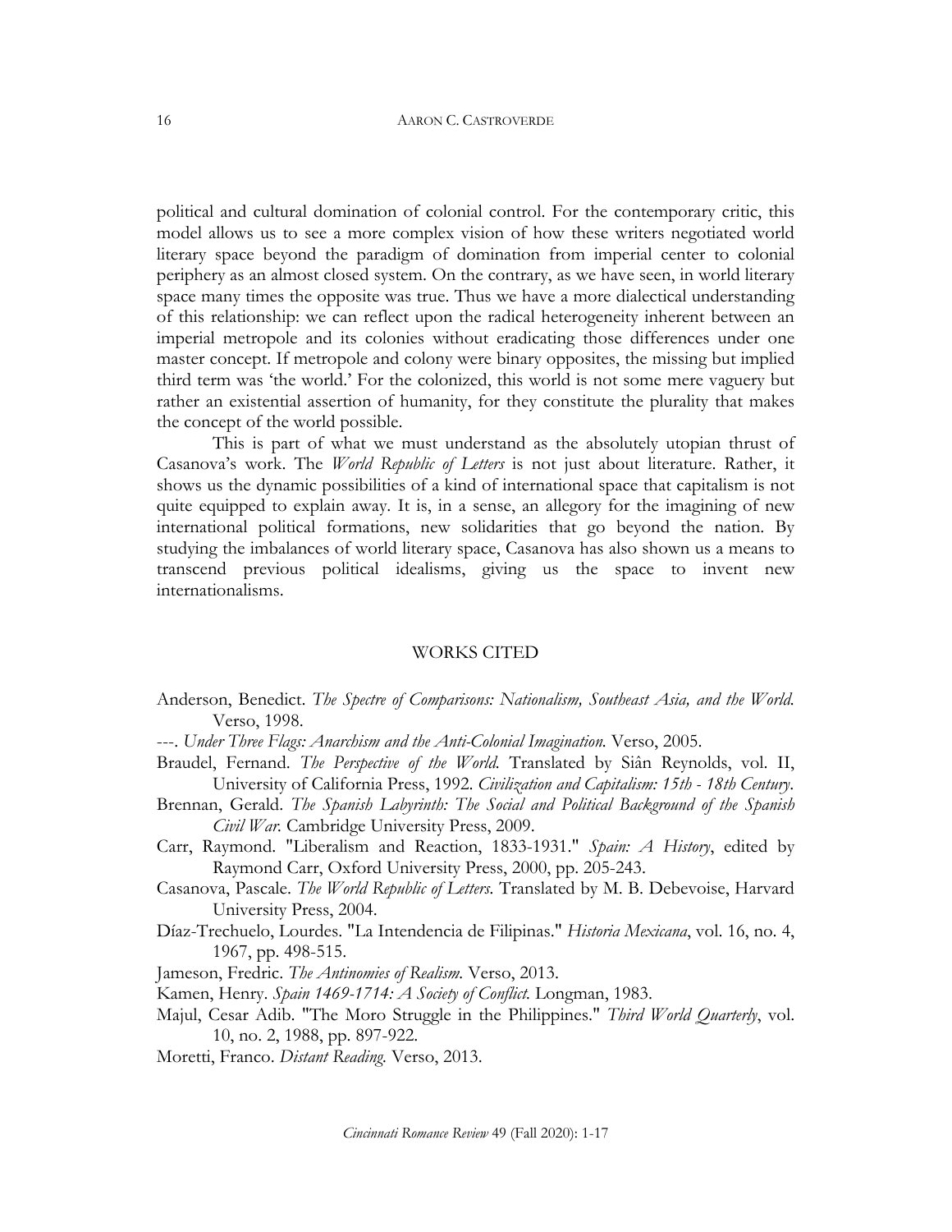political and cultural domination of colonial control. For the contemporary critic, this model allows us to see a more complex vision of how these writers negotiated world literary space beyond the paradigm of domination from imperial center to colonial periphery as an almost closed system. On the contrary, as we have seen, in world literary space many times the opposite was true. Thus we have a more dialectical understanding of this relationship: we can reflect upon the radical heterogeneity inherent between an imperial metropole and its colonies without eradicating those differences under one master concept. If metropole and colony were binary opposites, the missing but implied third term was 'the world.' For the colonized, this world is not some mere vaguery but rather an existential assertion of humanity, for they constitute the plurality that makes the concept of the world possible.

This is part of what we must understand as the absolutely utopian thrust of Casanova's work. The *World Republic of Letters* is not just about literature. Rather, it shows us the dynamic possibilities of a kind of international space that capitalism is not quite equipped to explain away. It is, in a sense, an allegory for the imagining of new international political formations, new solidarities that go beyond the nation. By studying the imbalances of world literary space, Casanova has also shown us a means to transcend previous political idealisms, giving us the space to invent new internationalisms.

## WORKS CITED

Anderson, Benedict. *The Spectre of Comparisons: Nationalism, Southeast Asia, and the World.* Verso, 1998.

---. *Under Three Flags: Anarchism and the Anti-Colonial Imagination.* Verso, 2005.

Braudel, Fernand. *The Perspective of the World.* Translated by Siân Reynolds, vol. II, University of California Press, 1992. *Civilization and Capitalism: 15th - 18th Century.*

Brennan, Gerald. *The Spanish Labyrinth: The Social and Political Background of the Spanish Civil War.* Cambridge University Press, 2009.

Carr, Raymond. "Liberalism and Reaction, 1833-1931." *Spain: A History*, edited by Raymond Carr, Oxford University Press, 2000, pp. 205-243.

Casanova, Pascale. *The World Republic of Letters.* Translated by M. B. Debevoise, Harvard University Press, 2004.

Díaz-Trechuelo, Lourdes. "La Intendencia de Filipinas." *Historia Mexicana*, vol. 16, no. 4, 1967, pp. 498-515.

Jameson, Fredric. *The Antinomies of Realism.* Verso, 2013.

Kamen, Henry. *Spain 1469-1714: A Society of Conflict.* Longman, 1983.

Majul, Cesar Adib. "The Moro Struggle in the Philippines." *Third World Quarterly*, vol. 10, no. 2, 1988, pp. 897-922.

Moretti, Franco. *Distant Reading.* Verso, 2013.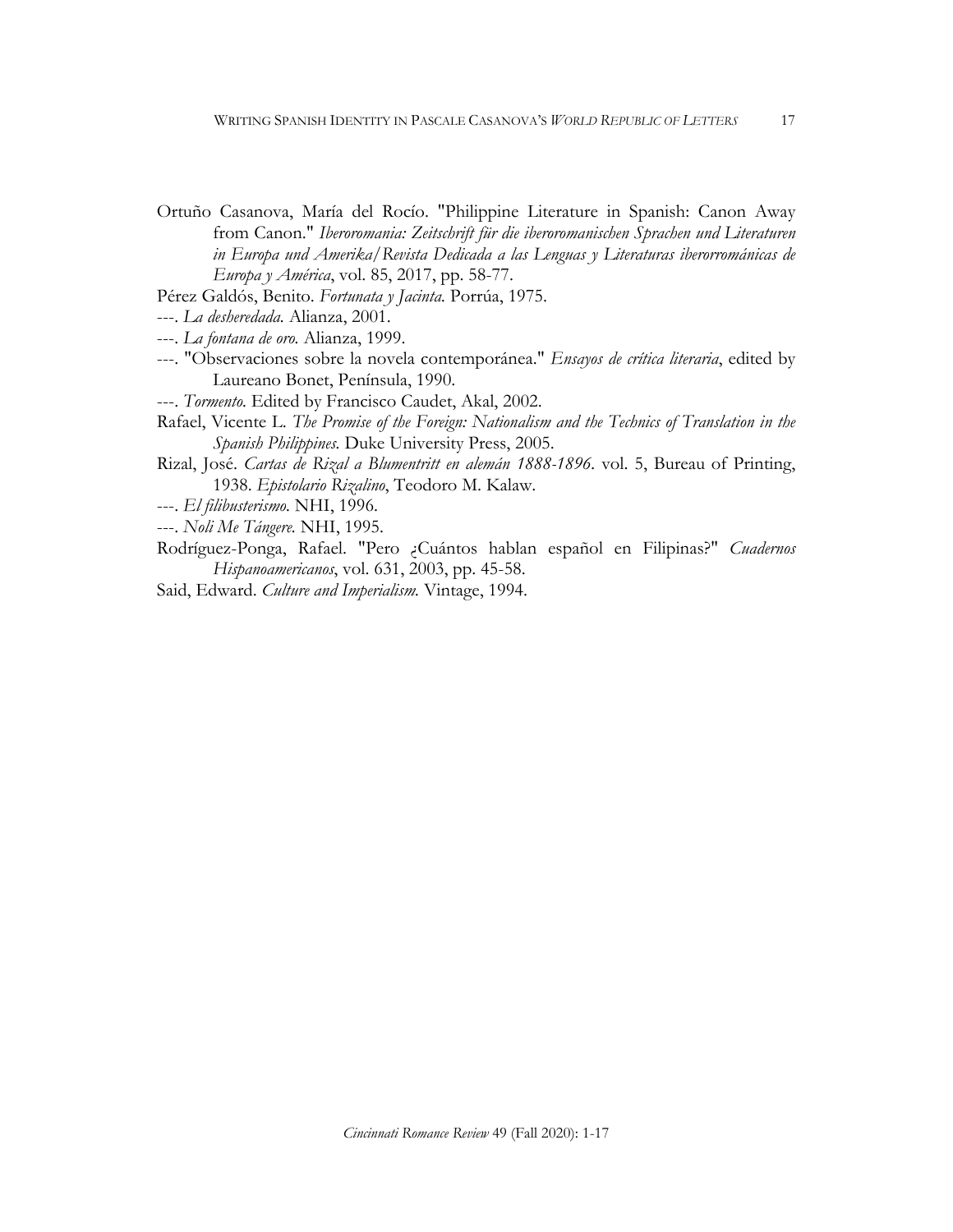Ortuño Casanova, María del Rocío. "Philippine Literature in Spanish: Canon Away from Canon." *Iberoromania: Zeitschrift für die iberoromanischen Sprachen und Literaturen in Europa und Amerika/Revista Dedicada a las Lenguas y Literaturas iberorrománicas de Europa y América*, vol. 85, 2017, pp. 58-77.

Pérez Galdós, Benito. *Fortunata y Jacinta.* Porrúa, 1975.

---. *La desheredada.* Alianza, 2001.

---. *La fontana de oro.* Alianza, 1999.

---. "Observaciones sobre la novela contemporánea." *Ensayos de crítica literaria*, edited by Laureano Bonet, Península, 1990.

---. *Tormento.* Edited by Francisco Caudet, Akal, 2002.

Rafael, Vicente L. *The Promise of the Foreign: Nationalism and the Technics of Translation in the Spanish Philippines.* Duke University Press, 2005.

Rizal, José. *Cartas de Rizal a Blumentritt en alemán 1888-1896*. vol. 5, Bureau of Printing, 1938. *Epistolario Rizalino*, Teodoro M. Kalaw.

---. *El filibusterismo.* NHI, 1996.

---. *Noli Me Tángere.* NHI, 1995.

Rodríguez-Ponga, Rafael. "Pero ¿Cuántos hablan español en Filipinas?" *Cuadernos Hispanoamericanos*, vol. 631, 2003, pp. 45-58.

Said, Edward. *Culture and Imperialism.* Vintage, 1994.